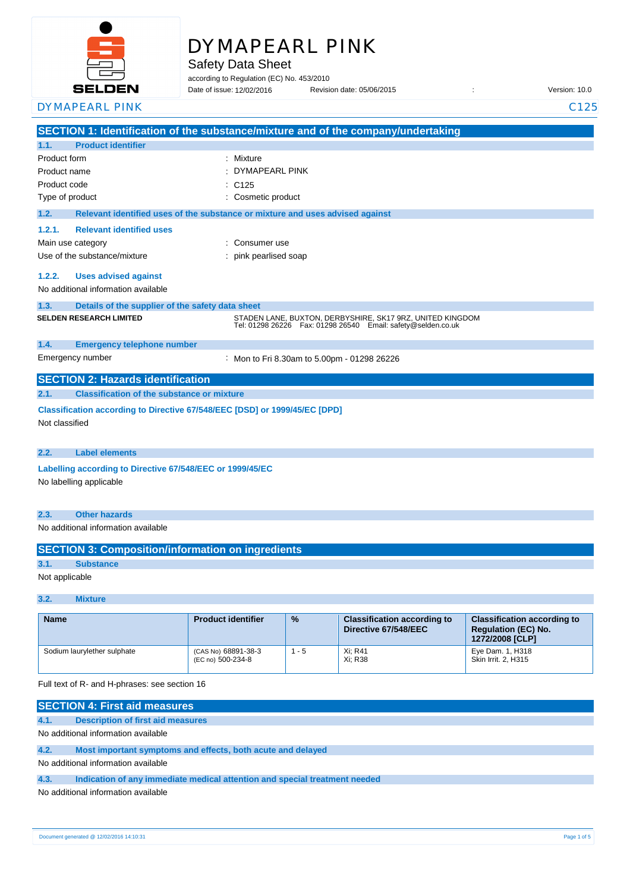# DYMAPEARL PINK

## Safety Data Sheet

according to Regulation (EC) No. 453/2010

Date of issue: 12/02/2016 Revision date: 05/06/2015 : Version: 10.0

DYMAPEARL PINK C125

## SECTION 1: Identification of the substance/mixture and of the company/undertaking

### 1.1. Product identifier

Product form : Mixture

Product name : DYMAPEARL PINK

Product code : C125

Type of product : Cosmetic product

### 1.2. Relevant identified uses of the substance or mixture and uses advised against

#### 1.2.1. Relevant identified uses

Main use category : Consumer use

Use of the substance/mixture : pink pearlised soap

#### 1.2.2. Uses advised against

No additional information available

### 1.3. Details of the supplier of the safety data sheet

**SELDEN RESEARCH LIMITED**

STADEN LANE, BUXTON, DERBYSHIRE, SK17 9RZ, UNITED KINGDOM
Tel: 01298 26226 Fax: 01298 26540 Email: safety@selden.co.uk

### 1.4. Emergency telephone number

Emergency number : Mon to Fri 8.30am to 5.00pm - 01298 26226

## SECTION 2: Hazards identification

### 2.1. Classification of the substance or mixture

**Classification according to Directive 67/548/EEC [DSD] or 1999/45/EC [DPD]**

Not classified

### 2.2. Label elements

**Labelling according to Directive 67/548/EEC or 1999/45/EC**

No labelling applicable

### 2.3. Other hazards

No additional information available

## SECTION 3: Composition/information on ingredients

### 3.1. Substance

Not applicable

### 3.2. Mixture

| Name | Product identifier | % | Classification according to Directive 67/548/EEC | Classification according to Regulation (EC) No. 1272/2008 [CLP] |
|---|---|---|---|---|
| Sodium laurylether sulphate | (CAS No) 68891-38-3<br>(EC no) 500-234-8 | 1 - 5 | Xi; R41<br>Xi; R38 | Eye Dam. 1, H318<br>Skin Irrit. 2, H315 |

Full text of R- and H-phrases: see section 16

## SECTION 4: First aid measures

### 4.1. Description of first aid measures

No additional information available

### 4.2. Most important symptoms and effects, both acute and delayed

No additional information available

### 4.3. Indication of any immediate medical attention and special treatment needed

No additional information available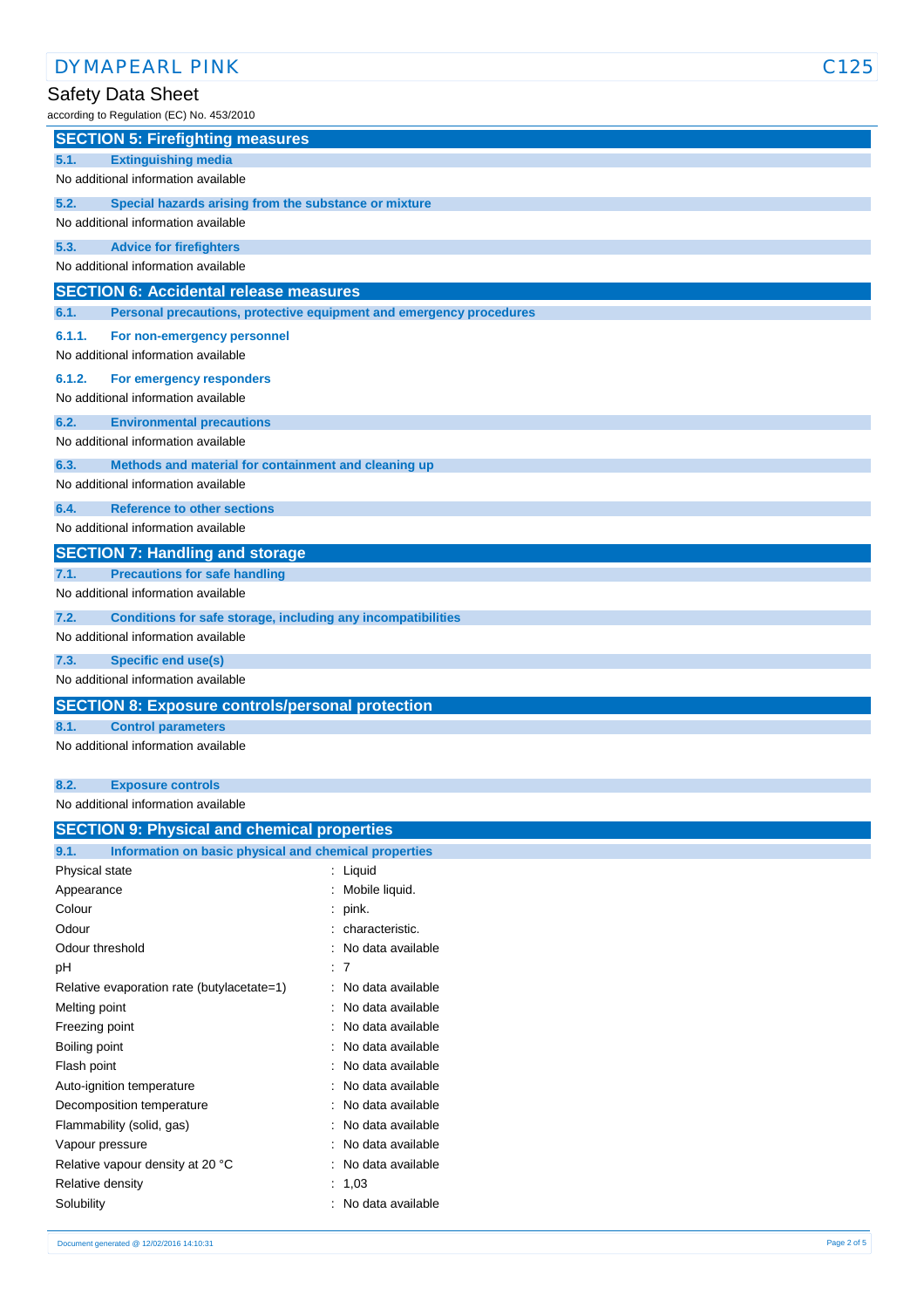## SECTION 5: Firefighting measures

### 5.1. Extinguishing media

No additional information available

### 5.2. Special hazards arising from the substance or mixture

No additional information available

### 5.3. Advice for firefighters

No additional information available

## SECTION 6: Accidental release measures

### 6.1. Personal precautions, protective equipment and emergency procedures

#### 6.1.1. For non-emergency personnel

No additional information available

#### 6.1.2. For emergency responders

No additional information available

### 6.2. Environmental precautions

No additional information available

### 6.3. Methods and material for containment and cleaning up

No additional information available

### 6.4. Reference to other sections

No additional information available

## SECTION 7: Handling and storage

### 7.1. Precautions for safe handling

No additional information available

### 7.2. Conditions for safe storage, including any incompatibilities

No additional information available

### 7.3. Specific end use(s)

No additional information available

## SECTION 8: Exposure controls/personal protection

### 8.1. Control parameters

No additional information available

### 8.2. Exposure controls

No additional information available

## SECTION 9: Physical and chemical properties

### 9.1. Information on basic physical and chemical properties

| Property | Value |
|---|---|
| Physical state | Liquid |
| Appearance | Mobile liquid. |
| Colour | pink. |
| Odour | characteristic. |
| Odour threshold | No data available |
| pH | 7 |
| Relative evaporation rate (butylacetate=1) | No data available |
| Melting point | No data available |
| Freezing point | No data available |
| Boiling point | No data available |
| Flash point | No data available |
| Auto-ignition temperature | No data available |
| Decomposition temperature | No data available |
| Flammability (solid, gas) | No data available |
| Vapour pressure | No data available |
| Relative vapour density at 20 °C | No data available |
| Relative density | 1,03 |
| Solubility | No data available |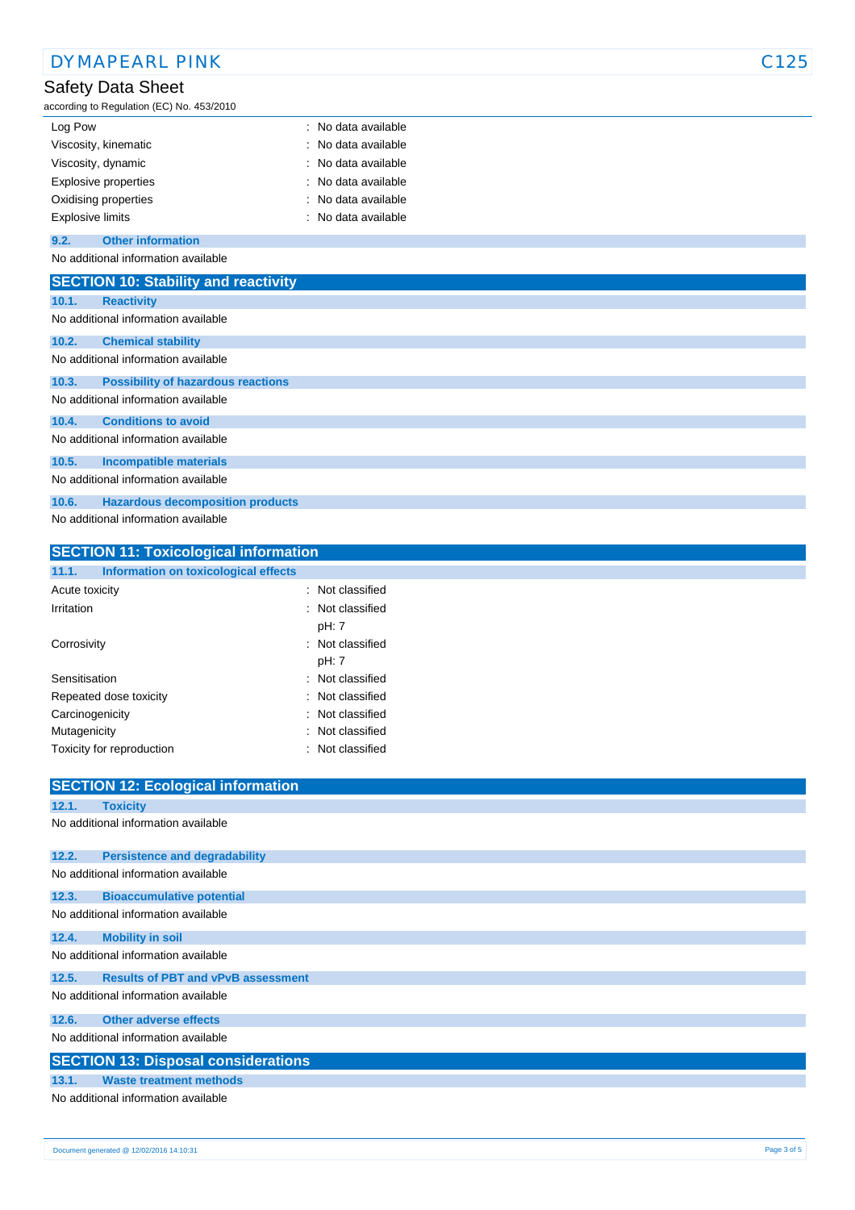| | |
|---|---|
| Log Pow | : No data available |
| Viscosity, kinematic | : No data available |
| Viscosity, dynamic | : No data available |
| Explosive properties | : No data available |
| Oxidising properties | : No data available |
| Explosive limits | : No data available |

### 9.2. Other information

No additional information available

## SECTION 10: Stability and reactivity

### 10.1. Reactivity

No additional information available

### 10.2. Chemical stability

No additional information available

### 10.3. Possibility of hazardous reactions

No additional information available

### 10.4. Conditions to avoid

No additional information available

### 10.5. Incompatible materials

No additional information available

### 10.6. Hazardous decomposition products

No additional information available

## SECTION 11: Toxicological information

### 11.1. Information on toxicological effects

| | |
|---|---|
| Acute toxicity | : Not classified |
| Irritation | : Not classified<br>pH: 7 |
| Corrosivity | : Not classified<br>pH: 7 |
| Sensitisation | : Not classified |
| Repeated dose toxicity | : Not classified |
| Carcinogenicity | : Not classified |
| Mutagenicity | : Not classified |
| Toxicity for reproduction | : Not classified |

## SECTION 12: Ecological information

### 12.1. Toxicity

No additional information available

### 12.2. Persistence and degradability

No additional information available

### 12.3. Bioaccumulative potential

No additional information available

### 12.4. Mobility in soil

No additional information available

### 12.5. Results of PBT and vPvB assessment

No additional information available

### 12.6. Other adverse effects

No additional information available

## SECTION 13: Disposal considerations

### 13.1. Waste treatment methods

No additional information available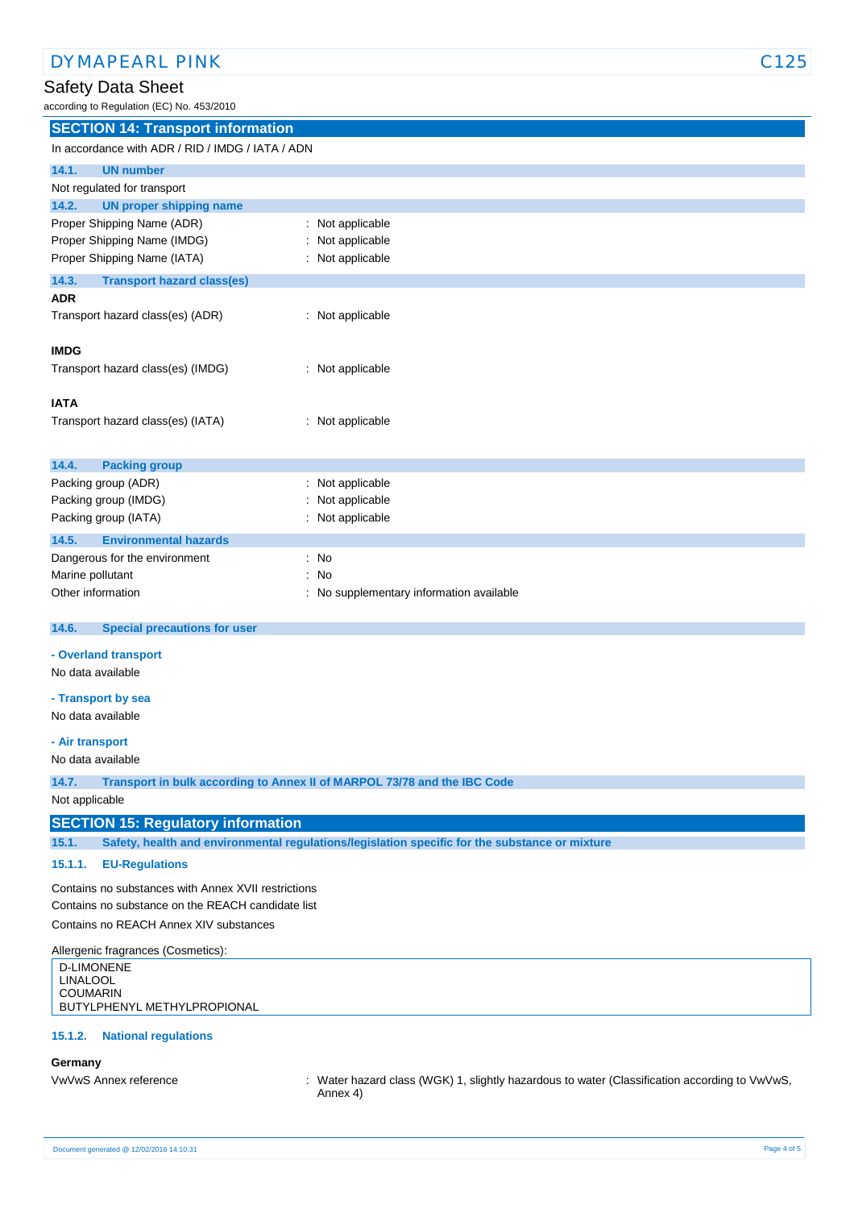## SECTION 14: Transport information

In accordance with ADR / RID / IMDG / IATA / ADN

### 14.1. UN number

Not regulated for transport

### 14.2. UN proper shipping name

| | |
|---|---|
| Proper Shipping Name (ADR) | : Not applicable |
| Proper Shipping Name (IMDG) | : Not applicable |
| Proper Shipping Name (IATA) | : Not applicable |

### 14.3. Transport hazard class(es)

**ADR**

Transport hazard class(es) (ADR) : Not applicable

**IMDG**

Transport hazard class(es) (IMDG) : Not applicable

**IATA**

Transport hazard class(es) (IATA) : Not applicable

### 14.4. Packing group

| | |
|---|---|
| Packing group (ADR) | : Not applicable |
| Packing group (IMDG) | : Not applicable |
| Packing group (IATA) | : Not applicable |

### 14.5. Environmental hazards

| | |
|---|---|
| Dangerous for the environment | : No |
| Marine pollutant | : No |
| Other information | : No supplementary information available |

### 14.6. Special precautions for user

**- Overland transport**

No data available

**- Transport by sea**

No data available

**- Air transport**

No data available

### 14.7. Transport in bulk according to Annex II of MARPOL 73/78 and the IBC Code

Not applicable

## SECTION 15: Regulatory information

### 15.1. Safety, health and environmental regulations/legislation specific for the substance or mixture

#### 15.1.1. EU-Regulations

Contains no substances with Annex XVII restrictions
Contains no substance on the REACH candidate list
Contains no REACH Annex XIV substances

Allergenic fragrances (Cosmetics):

D-LIMONENE
LINALOOL
COUMARIN
BUTYLPHENYL METHYLPROPIONAL

#### 15.1.2. National regulations

**Germany**

VwVwS Annex reference : Water hazard class (WGK) 1, slightly hazardous to water (Classification according to VwVwS, Annex 4)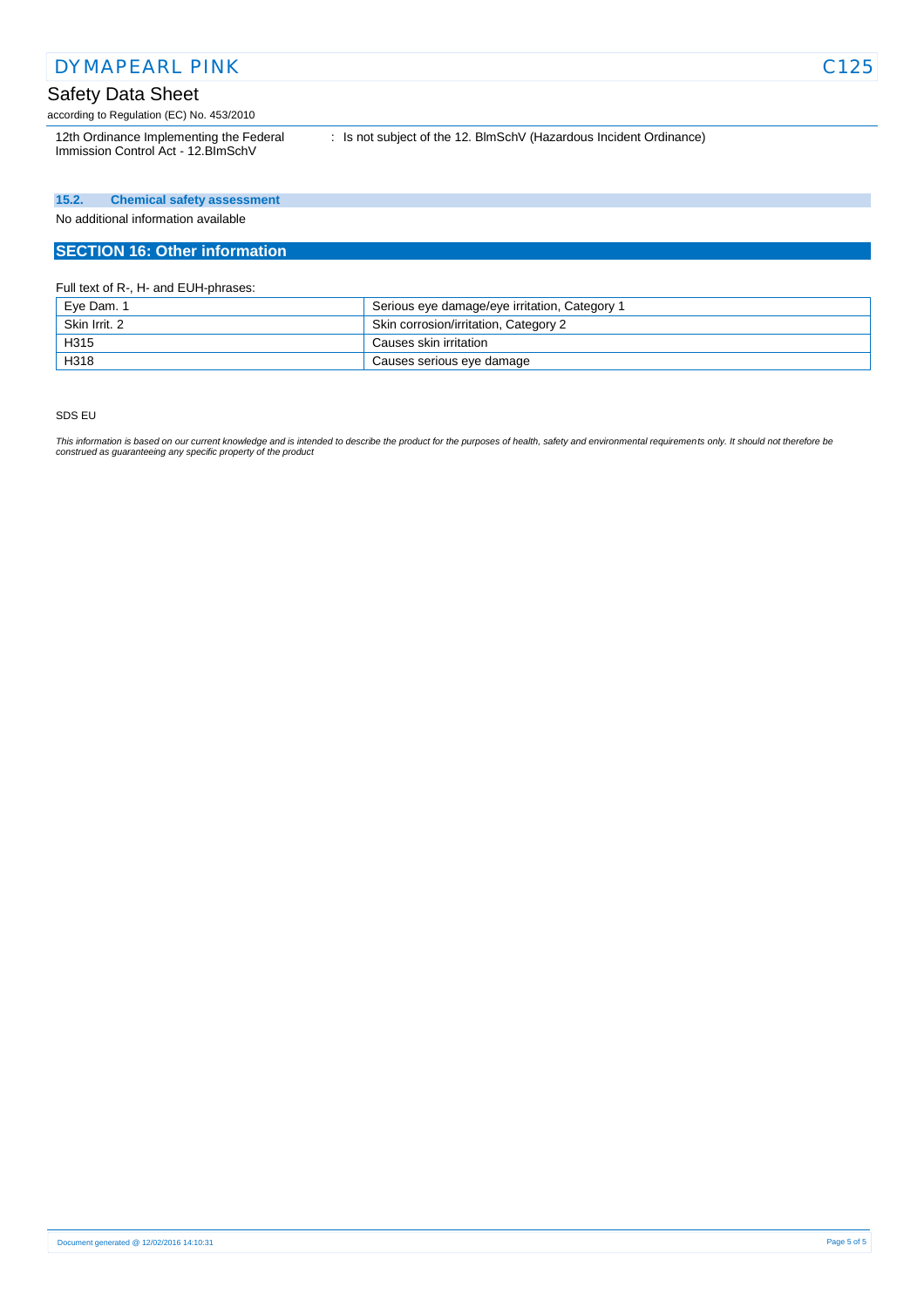12th Ordinance Implementing the Federal Immission Control Act - 12.BImSchV : Is not subject of the 12. BlmSchV (Hazardous Incident Ordinance)

### 15.2. Chemical safety assessment

No additional information available

## SECTION 16: Other information

Full text of R-, H- and EUH-phrases:

| | |
|---|---|
| Eye Dam. 1 | Serious eye damage/eye irritation, Category 1 |
| Skin Irrit. 2 | Skin corrosion/irritation, Category 2 |
| H315 | Causes skin irritation |
| H318 | Causes serious eye damage |

SDS EU

*This information is based on our current knowledge and is intended to describe the product for the purposes of health, safety and environmental requirements only. It should not therefore be construed as guaranteeing any specific property of the product*